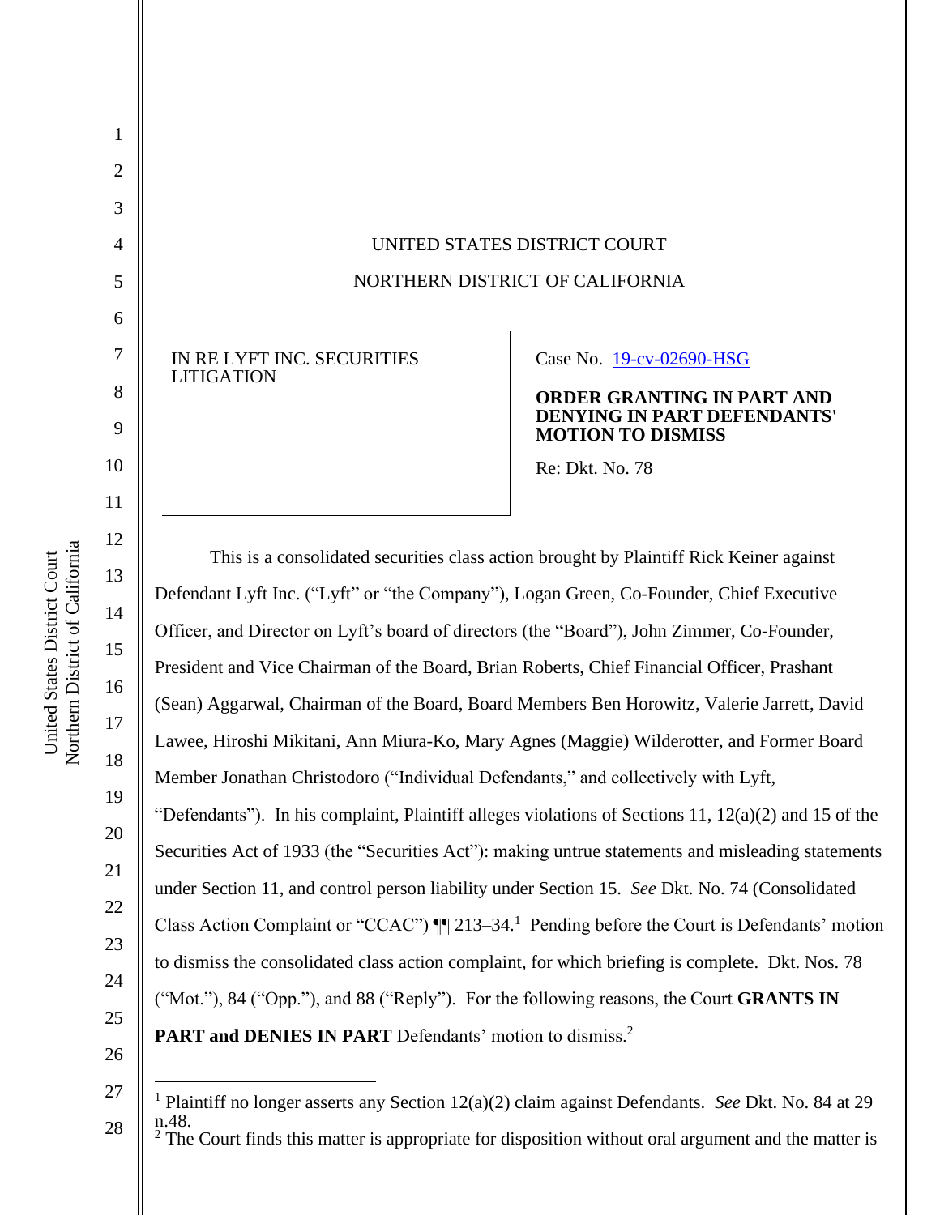UNITED STATES DISTRICT COURT

NORTHERN DISTRICT OF CALIFORNIA

IN RE LYFT INC. SECURITIES LITIGATION

Case No. 19-cv-02690-HSG

**ORDER GRANTING IN PART AND DENYING IN PART DEFENDANTS' MOTION TO DISMISS**

Re: Dkt. No. 78

This is a consolidated securities class action brought by Plaintiff Rick Keiner against Defendant Lyft Inc. ("Lyft" or "the Company"), Logan Green, Co-Founder, Chief Executive Officer, and Director on Lyft's board of directors (the "Board"), John Zimmer, Co-Founder, President and Vice Chairman of the Board, Brian Roberts, Chief Financial Officer, Prashant (Sean) Aggarwal, Chairman of the Board, Board Members Ben Horowitz, Valerie Jarrett, David Lawee, Hiroshi Mikitani, Ann Miura-Ko, Mary Agnes (Maggie) Wilderotter, and Former Board Member Jonathan Christodoro ("Individual Defendants," and collectively with Lyft, "Defendants"). In his complaint, Plaintiff alleges violations of Sections 11, 12(a)(2) and 15 of the Securities Act of 1933 (the "Securities Act"): making untrue statements and misleading statements under Section 11, and control person liability under Section 15. *See* Dkt. No. 74 (Consolidated Class Action Complaint or "CCAC") ¶¶ 213–34.[1] Pending before the Court is Defendants' motion to dismiss the consolidated class action complaint, for which briefing is complete. Dkt. Nos. 78 ("Mot."), 84 ("Opp."), and 88 ("Reply"). For the following reasons, the Court **GRANTS IN PART and DENIES IN PART** Defendants' motion to dismiss.[2]

[1] Plaintiff no longer asserts any Section 12(a)(2) claim against Defendants. *See* Dkt. No. 84 at 29 n.48.

[2] The Court finds this matter is appropriate for disposition without oral argument and the matter is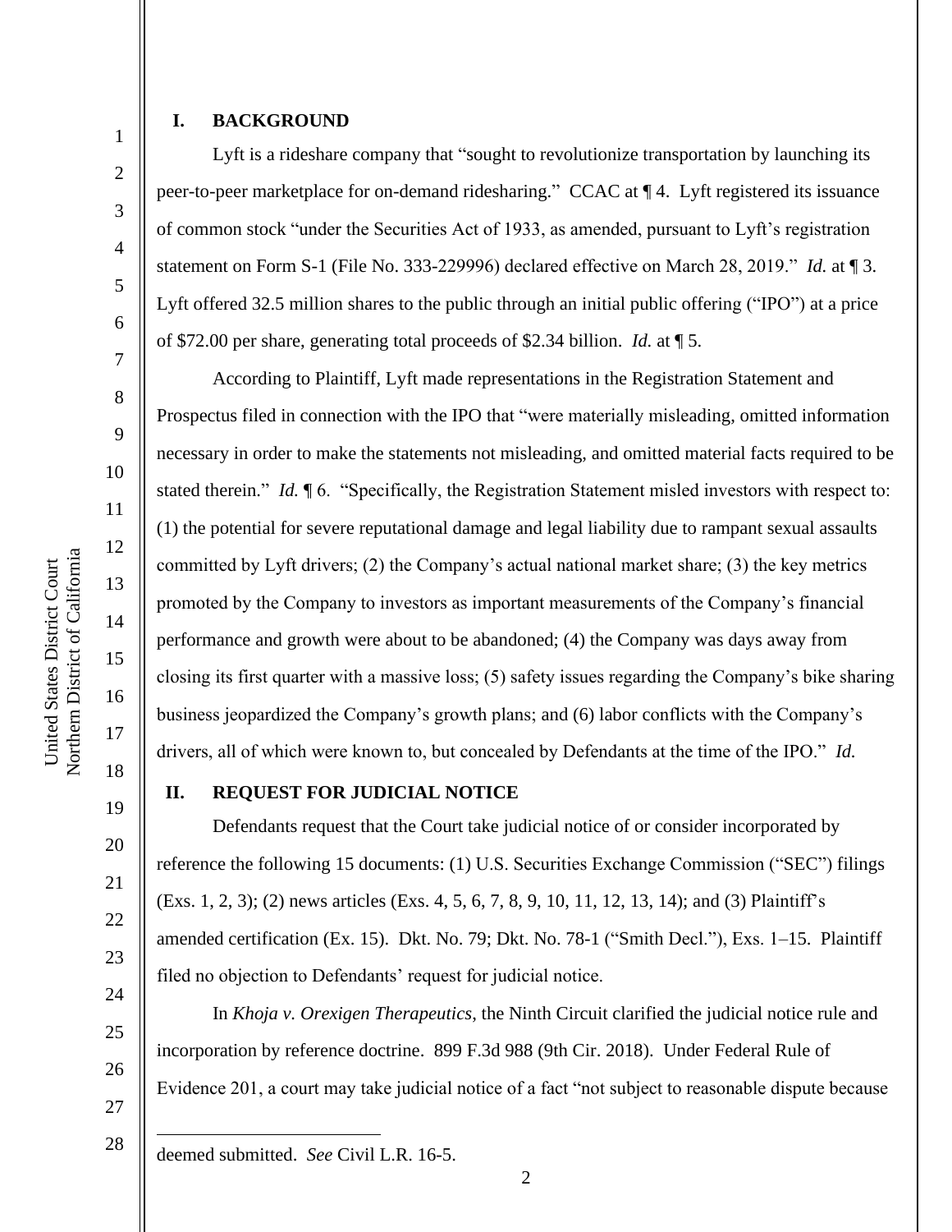## I. BACKGROUND

Lyft is a rideshare company that "sought to revolutionize transportation by launching its peer-to-peer marketplace for on-demand ridesharing." CCAC at ¶ 4. Lyft registered its issuance of common stock "under the Securities Act of 1933, as amended, pursuant to Lyft's registration statement on Form S-1 (File No. 333-229996) declared effective on March 28, 2019." *Id.* at ¶ 3. Lyft offered 32.5 million shares to the public through an initial public offering ("IPO") at a price of $72.00 per share, generating total proceeds of $2.34 billion. *Id.* at ¶ 5.

According to Plaintiff, Lyft made representations in the Registration Statement and Prospectus filed in connection with the IPO that "were materially misleading, omitted information necessary in order to make the statements not misleading, and omitted material facts required to be stated therein." *Id.* ¶ 6. "Specifically, the Registration Statement misled investors with respect to: (1) the potential for severe reputational damage and legal liability due to rampant sexual assaults committed by Lyft drivers; (2) the Company's actual national market share; (3) the key metrics promoted by the Company to investors as important measurements of the Company's financial performance and growth were about to be abandoned; (4) the Company was days away from closing its first quarter with a massive loss; (5) safety issues regarding the Company's bike sharing business jeopardized the Company's growth plans; and (6) labor conflicts with the Company's drivers, all of which were known to, but concealed by Defendants at the time of the IPO." *Id.*

## II. REQUEST FOR JUDICIAL NOTICE

Defendants request that the Court take judicial notice of or consider incorporated by reference the following 15 documents: (1) U.S. Securities Exchange Commission ("SEC") filings (Exs. 1, 2, 3); (2) news articles (Exs. 4, 5, 6, 7, 8, 9, 10, 11, 12, 13, 14); and (3) Plaintiff's amended certification (Ex. 15). Dkt. No. 79; Dkt. No. 78-1 ("Smith Decl."), Exs. 1–15. Plaintiff filed no objection to Defendants' request for judicial notice.

In *Khoja v. Orexigen Therapeutics*, the Ninth Circuit clarified the judicial notice rule and incorporation by reference doctrine. 899 F.3d 988 (9th Cir. 2018). Under Federal Rule of Evidence 201, a court may take judicial notice of a fact "not subject to reasonable dispute because

---

deemed submitted. *See* Civil L.R. 16-5.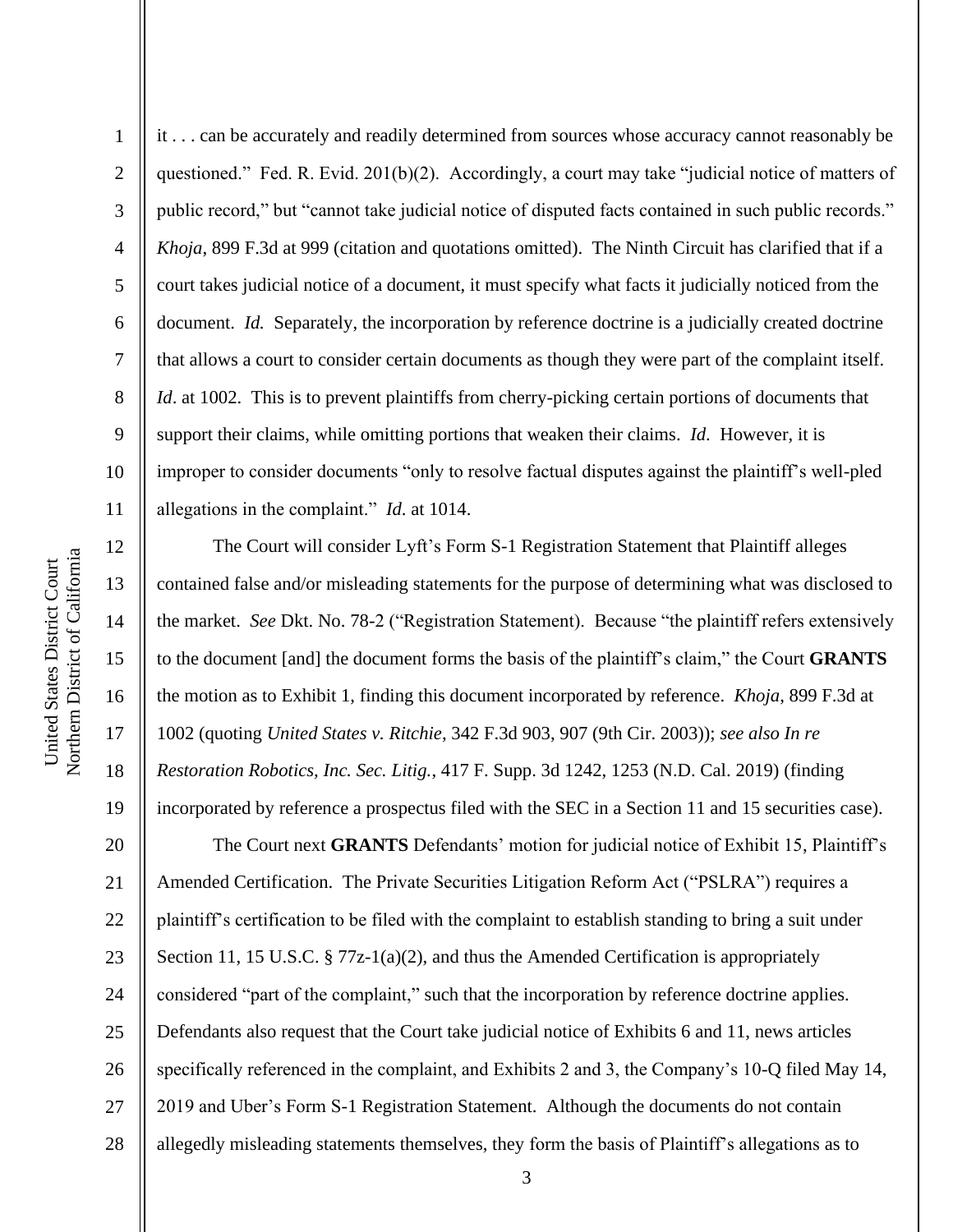it . . . can be accurately and readily determined from sources whose accuracy cannot reasonably be questioned." Fed. R. Evid. 201(b)(2). Accordingly, a court may take "judicial notice of matters of public record," but "cannot take judicial notice of disputed facts contained in such public records." *Khoja*, 899 F.3d at 999 (citation and quotations omitted). The Ninth Circuit has clarified that if a court takes judicial notice of a document, it must specify what facts it judicially noticed from the document. *Id.* Separately, the incorporation by reference doctrine is a judicially created doctrine that allows a court to consider certain documents as though they were part of the complaint itself. *Id*. at 1002. This is to prevent plaintiffs from cherry-picking certain portions of documents that support their claims, while omitting portions that weaken their claims. *Id*. However, it is improper to consider documents "only to resolve factual disputes against the plaintiff's well-pled allegations in the complaint." *Id*. at 1014.

The Court will consider Lyft's Form S-1 Registration Statement that Plaintiff alleges contained false and/or misleading statements for the purpose of determining what was disclosed to the market. *See* Dkt. No. 78-2 ("Registration Statement). Because "the plaintiff refers extensively to the document [and] the document forms the basis of the plaintiff's claim," the Court **GRANTS** the motion as to Exhibit 1, finding this document incorporated by reference. *Khoja*, 899 F.3d at 1002 (quoting *United States v. Ritchie*, 342 F.3d 903, 907 (9th Cir. 2003)); *see also In re Restoration Robotics, Inc. Sec. Litig.*, 417 F. Supp. 3d 1242, 1253 (N.D. Cal. 2019) (finding incorporated by reference a prospectus filed with the SEC in a Section 11 and 15 securities case).

The Court next **GRANTS** Defendants' motion for judicial notice of Exhibit 15, Plaintiff's Amended Certification. The Private Securities Litigation Reform Act ("PSLRA") requires a plaintiff's certification to be filed with the complaint to establish standing to bring a suit under Section 11, 15 U.S.C. § 77z-1(a)(2), and thus the Amended Certification is appropriately considered "part of the complaint," such that the incorporation by reference doctrine applies. Defendants also request that the Court take judicial notice of Exhibits 6 and 11, news articles specifically referenced in the complaint, and Exhibits 2 and 3, the Company's 10-Q filed May 14, 2019 and Uber's Form S-1 Registration Statement. Although the documents do not contain allegedly misleading statements themselves, they form the basis of Plaintiff's allegations as to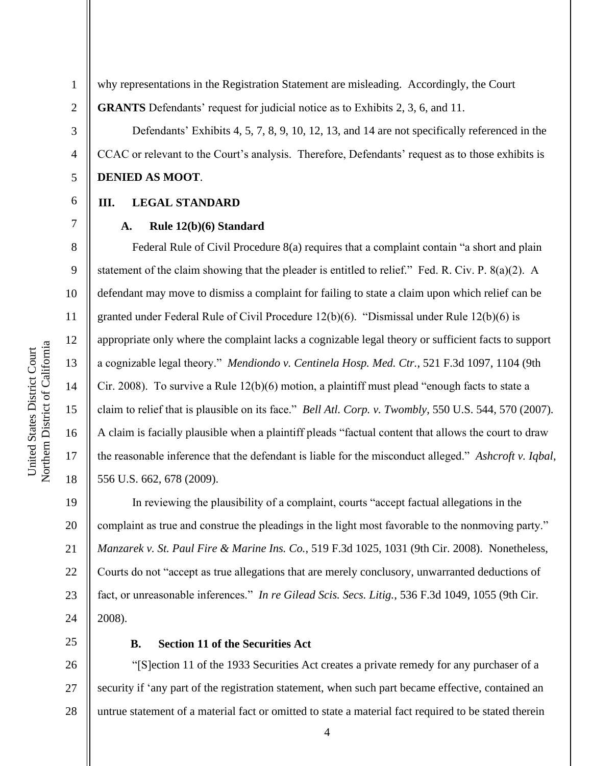why representations in the Registration Statement are misleading. Accordingly, the Court **GRANTS** Defendants' request for judicial notice as to Exhibits 2, 3, 6, and 11.

Defendants' Exhibits 4, 5, 7, 8, 9, 10, 12, 13, and 14 are not specifically referenced in the CCAC or relevant to the Court's analysis. Therefore, Defendants' request as to those exhibits is **DENIED AS MOOT**.

## III. LEGAL STANDARD

### A. Rule 12(b)(6) Standard

Federal Rule of Civil Procedure 8(a) requires that a complaint contain "a short and plain statement of the claim showing that the pleader is entitled to relief." Fed. R. Civ. P. 8(a)(2). A defendant may move to dismiss a complaint for failing to state a claim upon which relief can be granted under Federal Rule of Civil Procedure 12(b)(6). "Dismissal under Rule 12(b)(6) is appropriate only where the complaint lacks a cognizable legal theory or sufficient facts to support a cognizable legal theory." *Mendiondo v. Centinela Hosp. Med. Ctr.*, 521 F.3d 1097, 1104 (9th Cir. 2008). To survive a Rule 12(b)(6) motion, a plaintiff must plead "enough facts to state a claim to relief that is plausible on its face." *Bell Atl. Corp. v. Twombly*, 550 U.S. 544, 570 (2007). A claim is facially plausible when a plaintiff pleads "factual content that allows the court to draw the reasonable inference that the defendant is liable for the misconduct alleged." *Ashcroft v. Iqbal*, 556 U.S. 662, 678 (2009).

In reviewing the plausibility of a complaint, courts "accept factual allegations in the complaint as true and construe the pleadings in the light most favorable to the nonmoving party." *Manzarek v. St. Paul Fire & Marine Ins. Co.*, 519 F.3d 1025, 1031 (9th Cir. 2008). Nonetheless, Courts do not "accept as true allegations that are merely conclusory, unwarranted deductions of fact, or unreasonable inferences." *In re Gilead Scis. Secs. Litig.*, 536 F.3d 1049, 1055 (9th Cir. 2008).

### B. Section 11 of the Securities Act

"[S]ection 11 of the 1933 Securities Act creates a private remedy for any purchaser of a security if 'any part of the registration statement, when such part became effective, contained an untrue statement of a material fact or omitted to state a material fact required to be stated therein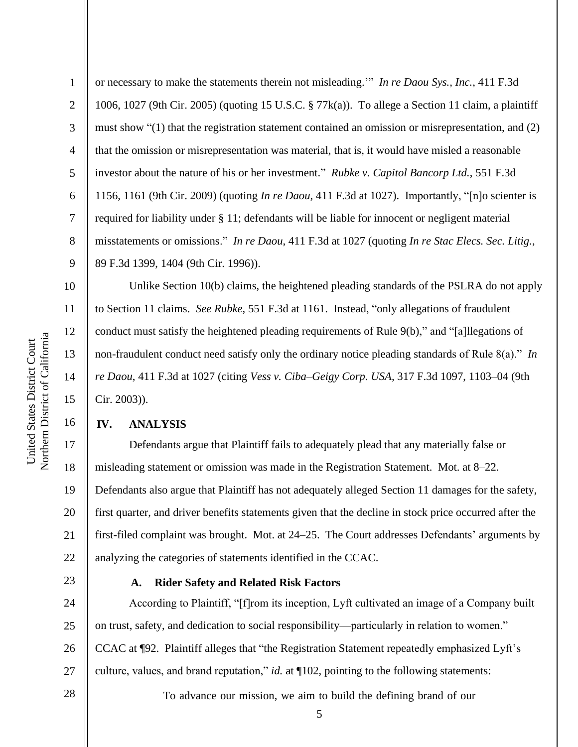or necessary to make the statements therein not misleading.'" *In re Daou Sys., Inc.*, 411 F.3d 1006, 1027 (9th Cir. 2005) (quoting 15 U.S.C. § 77k(a)). To allege a Section 11 claim, a plaintiff must show "(1) that the registration statement contained an omission or misrepresentation, and (2) that the omission or misrepresentation was material, that is, it would have misled a reasonable investor about the nature of his or her investment." *Rubke v. Capitol Bancorp Ltd.*, 551 F.3d 1156, 1161 (9th Cir. 2009) (quoting *In re Daou*, 411 F.3d at 1027). Importantly, "[n]o scienter is required for liability under § 11; defendants will be liable for innocent or negligent material misstatements or omissions." *In re Daou*, 411 F.3d at 1027 (quoting *In re Stac Elecs. Sec. Litig.*, 89 F.3d 1399, 1404 (9th Cir. 1996)).

Unlike Section 10(b) claims, the heightened pleading standards of the PSLRA do not apply to Section 11 claims. *See Rubke*, 551 F.3d at 1161. Instead, "only allegations of fraudulent conduct must satisfy the heightened pleading requirements of Rule 9(b)," and "[a]llegations of non-fraudulent conduct need satisfy only the ordinary notice pleading standards of Rule 8(a)." *In re Daou*, 411 F.3d at 1027 (citing *Vess v. Ciba–Geigy Corp. USA*, 317 F.3d 1097, 1103–04 (9th Cir. 2003)).

## IV. ANALYSIS

Defendants argue that Plaintiff fails to adequately plead that any materially false or misleading statement or omission was made in the Registration Statement. Mot. at 8–22. Defendants also argue that Plaintiff has not adequately alleged Section 11 damages for the safety, first quarter, and driver benefits statements given that the decline in stock price occurred after the first-filed complaint was brought. Mot. at 24–25. The Court addresses Defendants' arguments by analyzing the categories of statements identified in the CCAC.

### A. Rider Safety and Related Risk Factors

According to Plaintiff, "[f]rom its inception, Lyft cultivated an image of a Company built on trust, safety, and dedication to social responsibility—particularly in relation to women." CCAC at ¶92. Plaintiff alleges that "the Registration Statement repeatedly emphasized Lyft's culture, values, and brand reputation," *id.* at ¶102, pointing to the following statements:

> To advance our mission, we aim to build the defining brand of our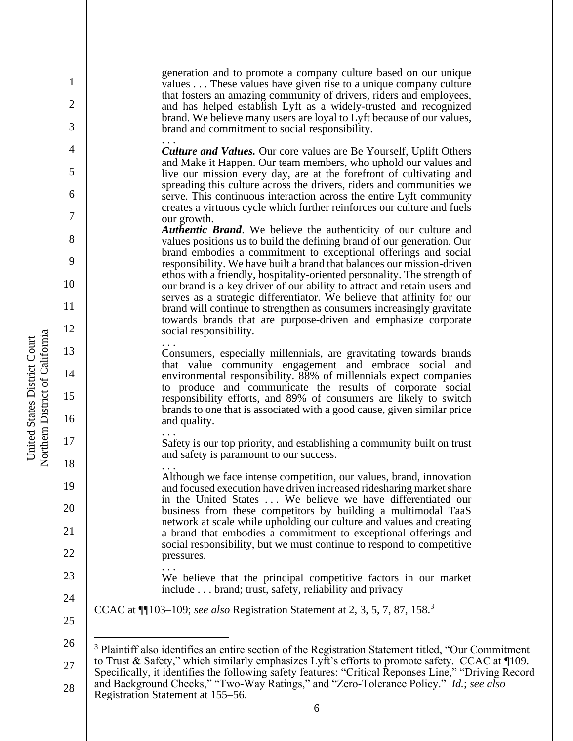> generation and to promote a company culture based on our unique values . . . These values have given rise to a unique company culture that fosters an amazing community of drivers, riders and employees, and has helped establish Lyft as a widely-trusted and recognized brand. We believe many users are loyal to Lyft because of our values, brand and commitment to social responsibility.
>
> . . .
>
> ***Culture and Values.*** Our core values are Be Yourself, Uplift Others and Make it Happen. Our team members, who uphold our values and live our mission every day, are at the forefront of cultivating and spreading this culture across the drivers, riders and communities we serve. This continuous interaction across the entire Lyft community creates a virtuous cycle which further reinforces our culture and fuels our growth.
>
> ***Authentic Brand***. We believe the authenticity of our culture and values positions us to build the defining brand of our generation. Our brand embodies a commitment to exceptional offerings and social responsibility. We have built a brand that balances our mission-driven ethos with a friendly, hospitality-oriented personality. The strength of our brand is a key driver of our ability to attract and retain users and serves as a strategic differentiator. We believe that affinity for our brand will continue to strengthen as consumers increasingly gravitate towards brands that are purpose-driven and emphasize corporate social responsibility.
>
> . . .
>
> Consumers, especially millennials, are gravitating towards brands that value community engagement and embrace social and environmental responsibility. 88% of millennials expect companies to produce and communicate the results of corporate social responsibility efforts, and 89% of consumers are likely to switch brands to one that is associated with a good cause, given similar price and quality.
>
> . . .
>
> Safety is our top priority, and establishing a community built on trust and safety is paramount to our success.
>
> . . .
>
> Although we face intense competition, our values, brand, innovation and focused execution have driven increased ridesharing market share in the United States . . . We believe we have differentiated our business from these competitors by building a multimodal TaaS network at scale while upholding our culture and values and creating a brand that embodies a commitment to exceptional offerings and social responsibility, but we must continue to respond to competitive pressures.
>
> . . .
>
> We believe that the principal competitive factors in our market include . . . brand; trust, safety, reliability and privacy

CCAC at ¶¶103–109; *see also* Registration Statement at 2, 3, 5, 7, 87, 158.[3]

---

[3] Plaintiff also identifies an entire section of the Registration Statement titled, "Our Commitment to Trust & Safety," which similarly emphasizes Lyft's efforts to promote safety. CCAC at ¶109. Specifically, it identifies the following safety features: "Critical Reponses Line," "Driving Record and Background Checks," "Two-Way Ratings," and "Zero-Tolerance Policy." *Id.*; *see also* Registration Statement at 155–56.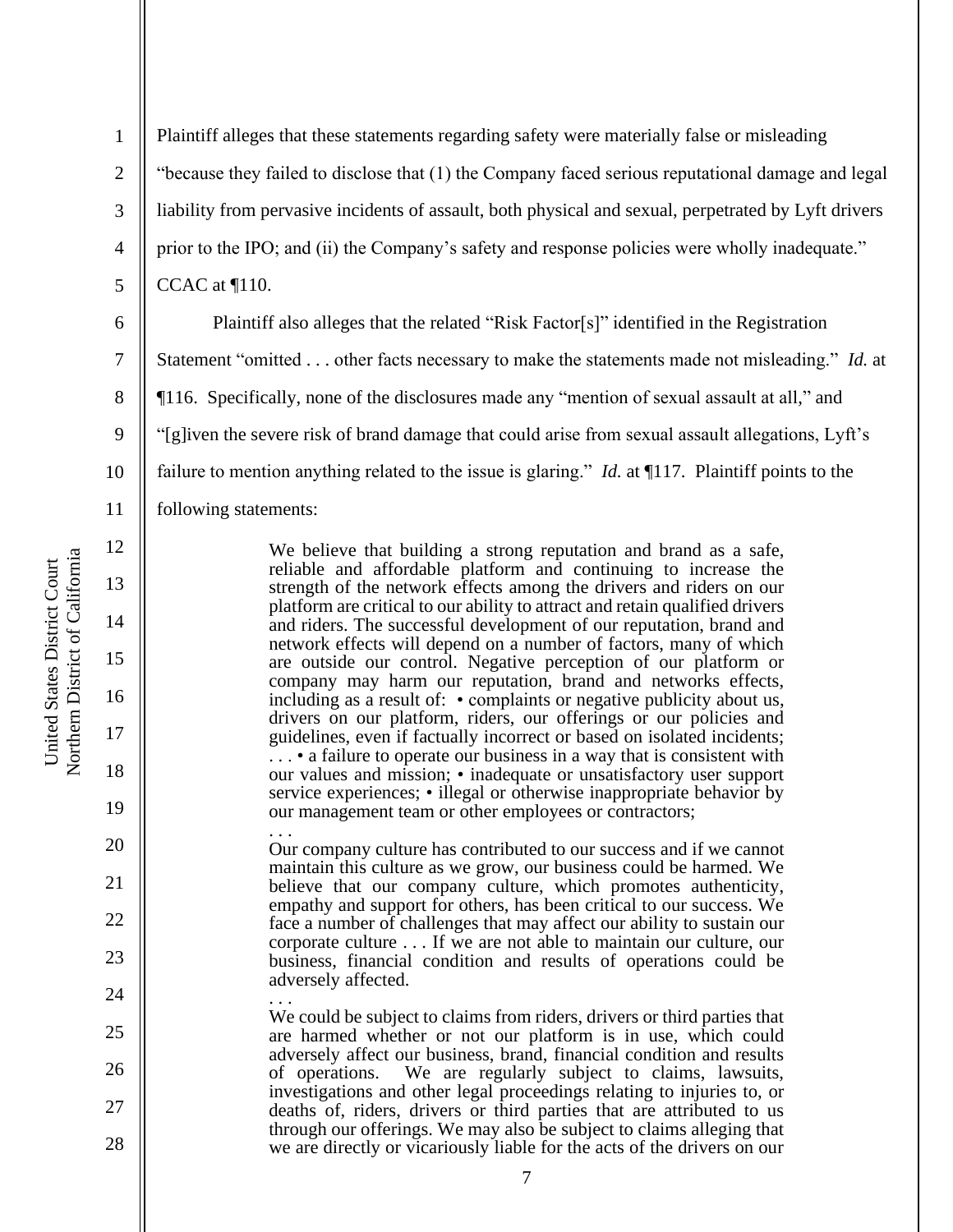Plaintiff alleges that these statements regarding safety were materially false or misleading "because they failed to disclose that (1) the Company faced serious reputational damage and legal liability from pervasive incidents of assault, both physical and sexual, perpetrated by Lyft drivers prior to the IPO; and (ii) the Company's safety and response policies were wholly inadequate." CCAC at ¶110.

Plaintiff also alleges that the related "Risk Factor[s]" identified in the Registration Statement "omitted . . . other facts necessary to make the statements made not misleading." *Id.* at ¶116. Specifically, none of the disclosures made any "mention of sexual assault at all," and "[g]iven the severe risk of brand damage that could arise from sexual assault allegations, Lyft's failure to mention anything related to the issue is glaring." *Id.* at ¶117. Plaintiff points to the following statements:

> We believe that building a strong reputation and brand as a safe, reliable and affordable platform and continuing to increase the strength of the network effects among the drivers and riders on our platform are critical to our ability to attract and retain qualified drivers and riders. The successful development of our reputation, brand and network effects will depend on a number of factors, many of which are outside our control. Negative perception of our platform or company may harm our reputation, brand and networks effects, including as a result of: • complaints or negative publicity about us, drivers on our platform, riders, our offerings or our policies and guidelines, even if factually incorrect or based on isolated incidents; . . . • a failure to operate our business in a way that is consistent with our values and mission; • inadequate or unsatisfactory user support service experiences; • illegal or otherwise inappropriate behavior by our management team or other employees or contractors;
>
> . . .
>
> Our company culture has contributed to our success and if we cannot maintain this culture as we grow, our business could be harmed. We believe that our company culture, which promotes authenticity, empathy and support for others, has been critical to our success. We face a number of challenges that may affect our ability to sustain our corporate culture . . . If we are not able to maintain our culture, our business, financial condition and results of operations could be adversely affected.
>
> . . .
>
> We could be subject to claims from riders, drivers or third parties that are harmed whether or not our platform is in use, which could adversely affect our business, brand, financial condition and results of operations. We are regularly subject to claims, lawsuits, investigations and other legal proceedings relating to injuries to, or deaths of, riders, drivers or third parties that are attributed to us through our offerings. We may also be subject to claims alleging that we are directly or vicariously liable for the acts of the drivers on our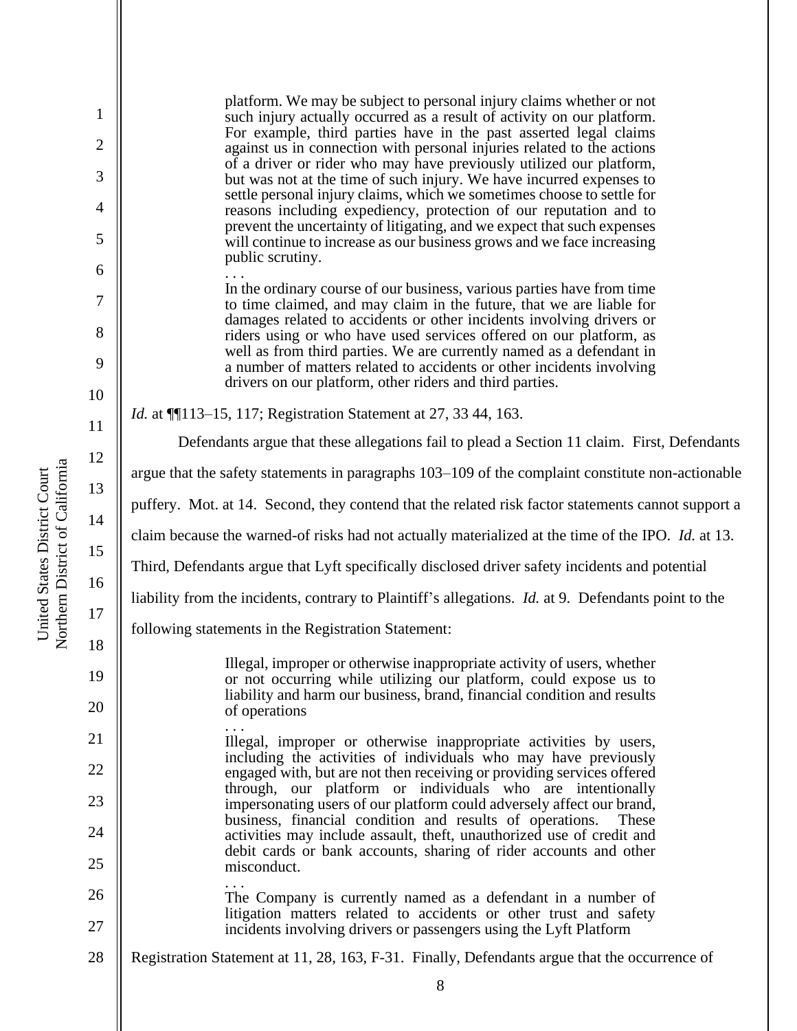> platform. We may be subject to personal injury claims whether or not such injury actually occurred as a result of activity on our platform. For example, third parties have in the past asserted legal claims against us in connection with personal injuries related to the actions of a driver or rider who may have previously utilized our platform, but was not at the time of such injury. We have incurred expenses to settle personal injury claims, which we sometimes choose to settle for reasons including expediency, protection of our reputation and to prevent the uncertainty of litigating, and we expect that such expenses will continue to increase as our business grows and we face increasing public scrutiny.
>
> . . .
>
> In the ordinary course of our business, various parties have from time to time claimed, and may claim in the future, that we are liable for damages related to accidents or other incidents involving drivers or riders using or who have used services offered on our platform, as well as from third parties. We are currently named as a defendant in a number of matters related to accidents or other incidents involving drivers on our platform, other riders and third parties.

*Id.* at ¶¶113–15, 117; Registration Statement at 27, 33 44, 163.

Defendants argue that these allegations fail to plead a Section 11 claim. First, Defendants argue that the safety statements in paragraphs 103–109 of the complaint constitute non-actionable puffery. Mot. at 14. Second, they contend that the related risk factor statements cannot support a claim because the warned-of risks had not actually materialized at the time of the IPO. *Id.* at 13. Third, Defendants argue that Lyft specifically disclosed driver safety incidents and potential liability from the incidents, contrary to Plaintiff's allegations. *Id.* at 9. Defendants point to the following statements in the Registration Statement:

> Illegal, improper or otherwise inappropriate activity of users, whether or not occurring while utilizing our platform, could expose us to liability and harm our business, brand, financial condition and results of operations
>
> . . .
>
> Illegal, improper or otherwise inappropriate activities by users, including the activities of individuals who may have previously engaged with, but are not then receiving or providing services offered through, our platform or individuals who are intentionally impersonating users of our platform could adversely affect our brand, business, financial condition and results of operations. These activities may include assault, theft, unauthorized use of credit and debit cards or bank accounts, sharing of rider accounts and other misconduct.
>
> . . .
>
> The Company is currently named as a defendant in a number of litigation matters related to accidents or other trust and safety incidents involving drivers or passengers using the Lyft Platform

Registration Statement at 11, 28, 163, F-31. Finally, Defendants argue that the occurrence of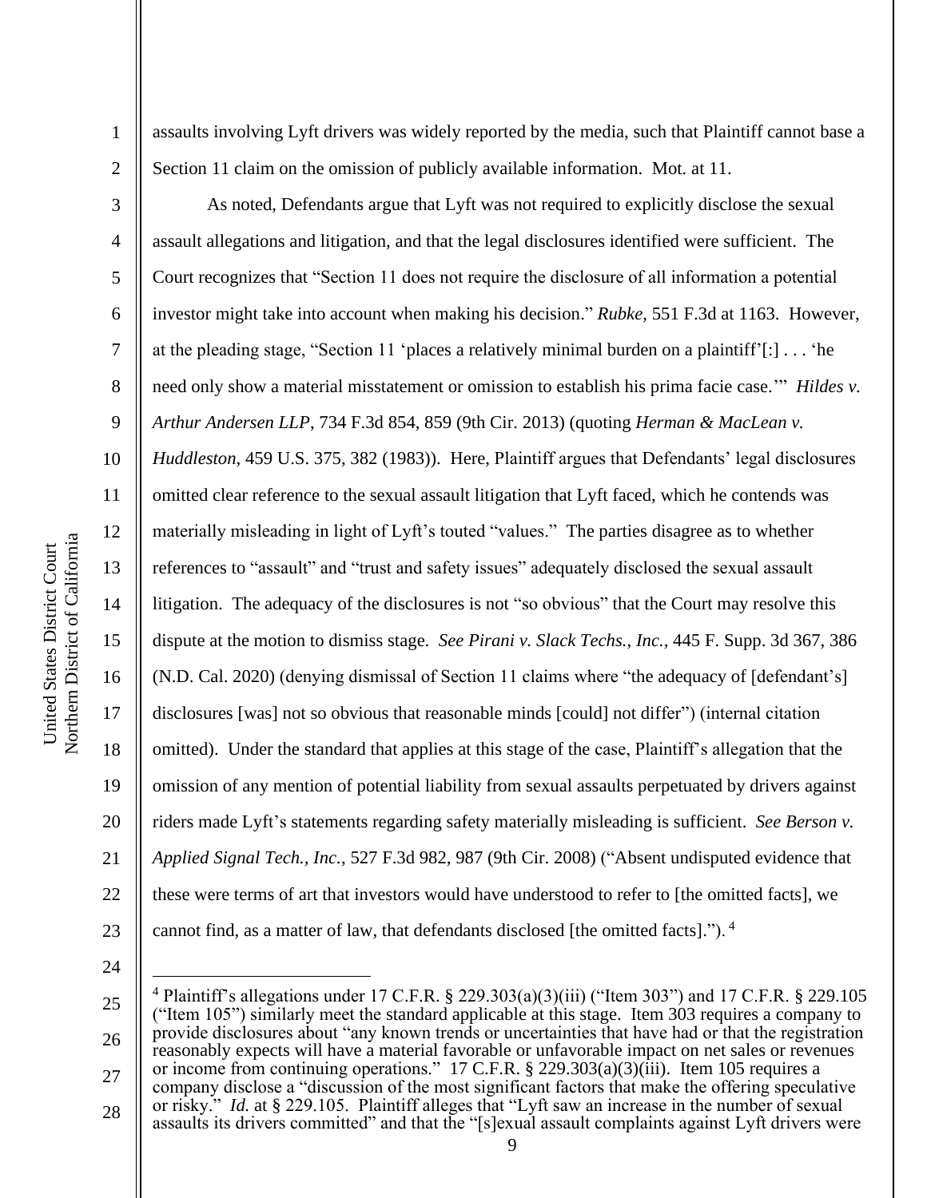assaults involving Lyft drivers was widely reported by the media, such that Plaintiff cannot base a Section 11 claim on the omission of publicly available information. Mot. at 11.

As noted, Defendants argue that Lyft was not required to explicitly disclose the sexual assault allegations and litigation, and that the legal disclosures identified were sufficient. The Court recognizes that "Section 11 does not require the disclosure of all information a potential investor might take into account when making his decision." *Rubke*, 551 F.3d at 1163. However, at the pleading stage, "Section 11 'places a relatively minimal burden on a plaintiff'[:] . . . 'he need only show a material misstatement or omission to establish his prima facie case.'" *Hildes v. Arthur Andersen LLP*, 734 F.3d 854, 859 (9th Cir. 2013) (quoting *Herman & MacLean v. Huddleston*, 459 U.S. 375, 382 (1983)). Here, Plaintiff argues that Defendants' legal disclosures omitted clear reference to the sexual assault litigation that Lyft faced, which he contends was materially misleading in light of Lyft's touted "values." The parties disagree as to whether references to "assault" and "trust and safety issues" adequately disclosed the sexual assault litigation. The adequacy of the disclosures is not "so obvious" that the Court may resolve this dispute at the motion to dismiss stage. *See Pirani v. Slack Techs., Inc.*, 445 F. Supp. 3d 367, 386 (N.D. Cal. 2020) (denying dismissal of Section 11 claims where "the adequacy of [defendant's] disclosures [was] not so obvious that reasonable minds [could] not differ") (internal citation omitted). Under the standard that applies at this stage of the case, Plaintiff's allegation that the omission of any mention of potential liability from sexual assaults perpetuated by drivers against riders made Lyft's statements regarding safety materially misleading is sufficient. *See Berson v. Applied Signal Tech., Inc.*, 527 F.3d 982, 987 (9th Cir. 2008) ("Absent undisputed evidence that these were terms of art that investors would have understood to refer to [the omitted facts], we cannot find, as a matter of law, that defendants disclosed [the omitted facts]."). [4]

---

[4] Plaintiff's allegations under 17 C.F.R. § 229.303(a)(3)(iii) ("Item 303") and 17 C.F.R. § 229.105 ("Item 105") similarly meet the standard applicable at this stage. Item 303 requires a company to provide disclosures about "any known trends or uncertainties that have had or that the registration reasonably expects will have a material favorable or unfavorable impact on net sales or revenues or income from continuing operations." 17 C.F.R. § 229.303(a)(3)(iii). Item 105 requires a company disclose a "discussion of the most significant factors that make the offering speculative or risky." *Id.* at § 229.105. Plaintiff alleges that "Lyft saw an increase in the number of sexual assaults its drivers committed" and that the "[s]exual assault complaints against Lyft drivers were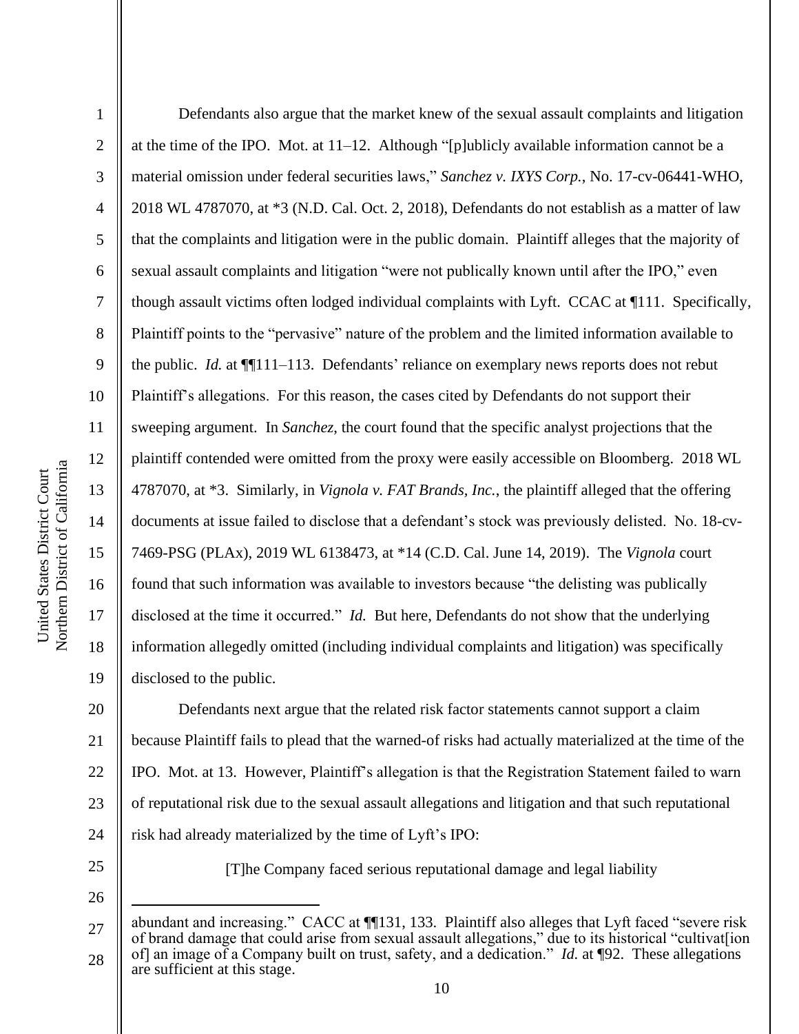Defendants also argue that the market knew of the sexual assault complaints and litigation at the time of the IPO. Mot. at 11–12. Although "[p]ublicly available information cannot be a material omission under federal securities laws," *Sanchez v. IXYS Corp.*, No. 17-cv-06441-WHO, 2018 WL 4787070, at *3 (N.D. Cal. Oct. 2, 2018), Defendants do not establish as a matter of law that the complaints and litigation were in the public domain. Plaintiff alleges that the majority of sexual assault complaints and litigation "were not publically known until after the IPO," even though assault victims often lodged individual complaints with Lyft. CCAC at ¶111. Specifically, Plaintiff points to the "pervasive" nature of the problem and the limited information available to the public. *Id.* at ¶¶111–113. Defendants' reliance on exemplary news reports does not rebut Plaintiff's allegations. For this reason, the cases cited by Defendants do not support their sweeping argument. In *Sanchez*, the court found that the specific analyst projections that the plaintiff contended were omitted from the proxy were easily accessible on Bloomberg. 2018 WL 4787070, at *3. Similarly, in *Vignola v. FAT Brands, Inc.*, the plaintiff alleged that the offering documents at issue failed to disclose that a defendant's stock was previously delisted. No. 18-cv-7469-PSG (PLAx), 2019 WL 6138473, at *14 (C.D. Cal. June 14, 2019). The *Vignola* court found that such information was available to investors because "the delisting was publically disclosed at the time it occurred." *Id.* But here, Defendants do not show that the underlying information allegedly omitted (including individual complaints and litigation) was specifically disclosed to the public.

Defendants next argue that the related risk factor statements cannot support a claim because Plaintiff fails to plead that the warned-of risks had actually materialized at the time of the IPO. Mot. at 13. However, Plaintiff's allegation is that the Registration Statement failed to warn of reputational risk due to the sexual assault allegations and litigation and that such reputational risk had already materialized by the time of Lyft's IPO:

> [T]he Company faced serious reputational damage and legal liability

---

abundant and increasing." CACC at ¶¶131, 133. Plaintiff also alleges that Lyft faced "severe risk of brand damage that could arise from sexual assault allegations," due to its historical "cultivat[ion of] an image of a Company built on trust, safety, and a dedication." *Id.* at ¶92. These allegations are sufficient at this stage.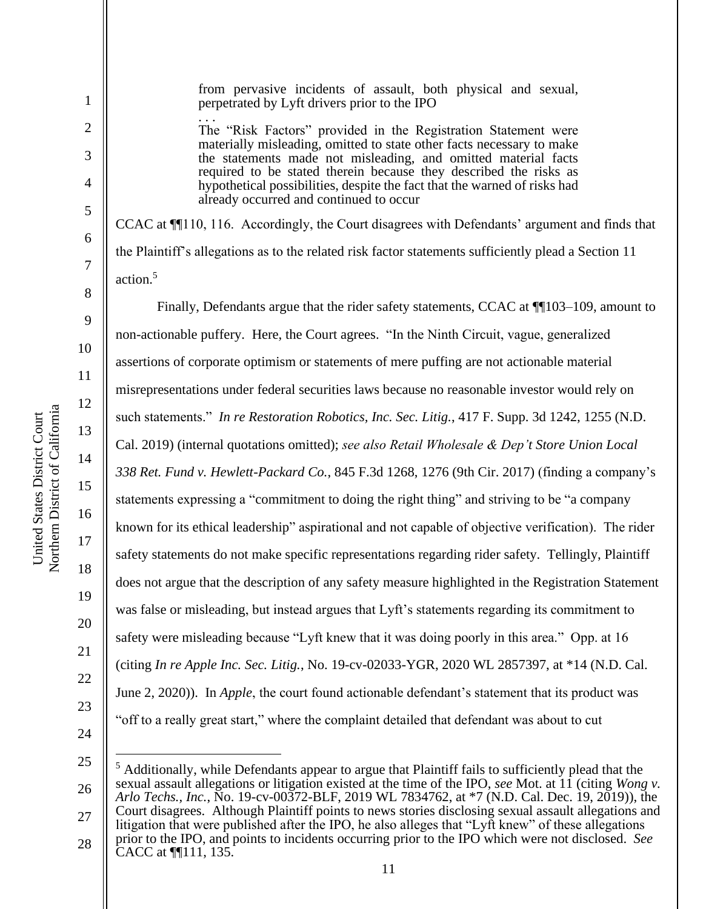> from pervasive incidents of assault, both physical and sexual, perpetrated by Lyft drivers prior to the IPO
>
> . . .
>
> The "Risk Factors" provided in the Registration Statement were materially misleading, omitted to state other facts necessary to make the statements made not misleading, and omitted material facts required to be stated therein because they described the risks as hypothetical possibilities, despite the fact that the warned of risks had already occurred and continued to occur

CCAC at ¶¶110, 116. Accordingly, the Court disagrees with Defendants' argument and finds that the Plaintiff's allegations as to the related risk factor statements sufficiently plead a Section 11 action.[5]

Finally, Defendants argue that the rider safety statements, CCAC at ¶¶103–109, amount to non-actionable puffery. Here, the Court agrees. "In the Ninth Circuit, vague, generalized assertions of corporate optimism or statements of mere puffing are not actionable material misrepresentations under federal securities laws because no reasonable investor would rely on such statements." *In re Restoration Robotics, Inc. Sec. Litig.*, 417 F. Supp. 3d 1242, 1255 (N.D. Cal. 2019) (internal quotations omitted); *see also Retail Wholesale & Dep't Store Union Local 338 Ret. Fund v. Hewlett-Packard Co.*, 845 F.3d 1268, 1276 (9th Cir. 2017) (finding a company's statements expressing a "commitment to doing the right thing" and striving to be "a company known for its ethical leadership" aspirational and not capable of objective verification). The rider safety statements do not make specific representations regarding rider safety. Tellingly, Plaintiff does not argue that the description of any safety measure highlighted in the Registration Statement was false or misleading, but instead argues that Lyft's statements regarding its commitment to safety were misleading because "Lyft knew that it was doing poorly in this area." Opp. at 16 (citing *In re Apple Inc. Sec. Litig.*, No. 19-cv-02033-YGR, 2020 WL 2857397, at *14 (N.D. Cal. June 2, 2020)). In *Apple*, the court found actionable defendant's statement that its product was "off to a really great start," where the complaint detailed that defendant was about to cut

---

[5] Additionally, while Defendants appear to argue that Plaintiff fails to sufficiently plead that the sexual assault allegations or litigation existed at the time of the IPO, *see* Mot. at 11 (citing *Wong v. Arlo Techs., Inc.*, No. 19-cv-00372-BLF, 2019 WL 7834762, at *7 (N.D. Cal. Dec. 19, 2019)), the Court disagrees. Although Plaintiff points to news stories disclosing sexual assault allegations and litigation that were published after the IPO, he also alleges that "Lyft knew" of these allegations prior to the IPO, and points to incidents occurring prior to the IPO which were not disclosed. *See* CACC at ¶¶111, 135.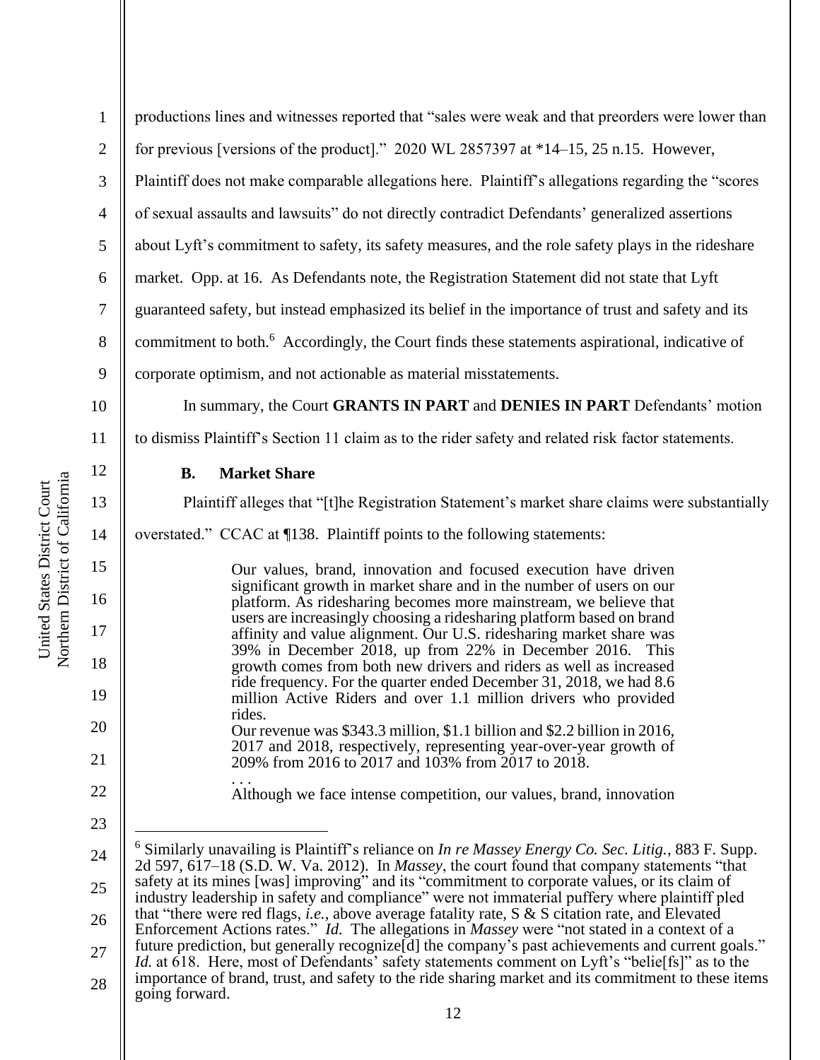productions lines and witnesses reported that "sales were weak and that preorders were lower than for previous [versions of the product]." 2020 WL 2857397 at *14–15, 25 n.15. However, Plaintiff does not make comparable allegations here. Plaintiff's allegations regarding the "scores of sexual assaults and lawsuits" do not directly contradict Defendants' generalized assertions about Lyft's commitment to safety, its safety measures, and the role safety plays in the rideshare market. Opp. at 16. As Defendants note, the Registration Statement did not state that Lyft guaranteed safety, but instead emphasized its belief in the importance of trust and safety and its commitment to both.[6] Accordingly, the Court finds these statements aspirational, indicative of corporate optimism, and not actionable as material misstatements.

In summary, the Court **GRANTS IN PART** and **DENIES IN PART** Defendants' motion to dismiss Plaintiff's Section 11 claim as to the rider safety and related risk factor statements.

### B. Market Share

Plaintiff alleges that "[t]he Registration Statement's market share claims were substantially overstated." CCAC at ¶138. Plaintiff points to the following statements:

> Our values, brand, innovation and focused execution have driven significant growth in market share and in the number of users on our platform. As ridesharing becomes more mainstream, we believe that users are increasingly choosing a ridesharing platform based on brand affinity and value alignment. Our U.S. ridesharing market share was 39% in December 2018, up from 22% in December 2016. This growth comes from both new drivers and riders as well as increased ride frequency. For the quarter ended December 31, 2018, we had 8.6 million Active Riders and over 1.1 million drivers who provided rides.
>
> Our revenue was $343.3 million, $1.1 billion and $2.2 billion in 2016, 2017 and 2018, respectively, representing year-over-year growth of 209% from 2016 to 2017 and 103% from 2017 to 2018.
>
> . . .
>
> Although we face intense competition, our values, brand, innovation

---

[6] Similarly unavailing is Plaintiff's reliance on *In re Massey Energy Co. Sec. Litig.*, 883 F. Supp. 2d 597, 617–18 (S.D. W. Va. 2012). In *Massey*, the court found that company statements "that safety at its mines [was] improving" and its "commitment to corporate values, or its claim of industry leadership in safety and compliance" were not immaterial puffery where plaintiff pled that "there were red flags, *i.e.*, above average fatality rate, S & S citation rate, and Elevated Enforcement Actions rates." *Id.* The allegations in *Massey* were "not stated in a context of a future prediction, but generally recognize[d] the company's past achievements and current goals." *Id.* at 618. Here, most of Defendants' safety statements comment on Lyft's "belie[fs]" as to the importance of brand, trust, and safety to the ride sharing market and its commitment to these items going forward.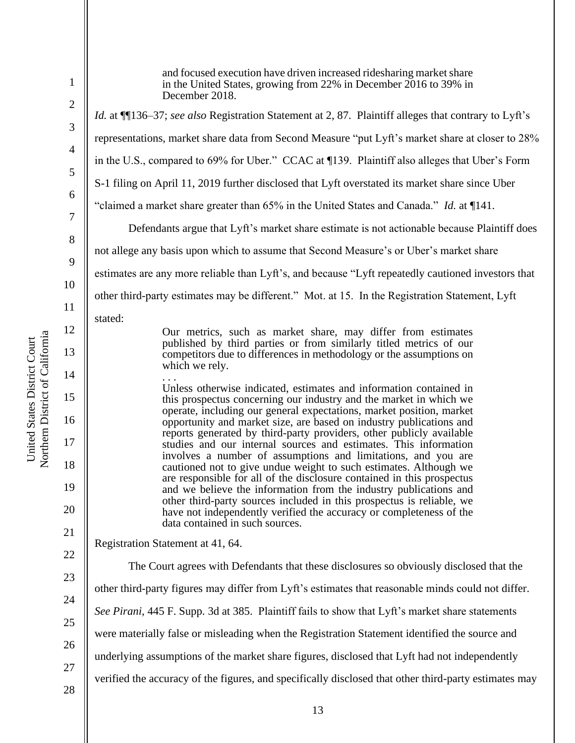> and focused execution have driven increased ridesharing market share in the United States, growing from 22% in December 2016 to 39% in December 2018.

*Id.* at ¶¶136–37; *see also* Registration Statement at 2, 87. Plaintiff alleges that contrary to Lyft's representations, market share data from Second Measure "put Lyft's market share at closer to 28% in the U.S., compared to 69% for Uber." CCAC at ¶139. Plaintiff also alleges that Uber's Form S-1 filing on April 11, 2019 further disclosed that Lyft overstated its market share since Uber "claimed a market share greater than 65% in the United States and Canada." *Id.* at ¶141.

Defendants argue that Lyft's market share estimate is not actionable because Plaintiff does not allege any basis upon which to assume that Second Measure's or Uber's market share estimates are any more reliable than Lyft's, and because "Lyft repeatedly cautioned investors that other third-party estimates may be different." Mot. at 15. In the Registration Statement, Lyft stated:

> Our metrics, such as market share, may differ from estimates published by third parties or from similarly titled metrics of our competitors due to differences in methodology or the assumptions on which we rely.
>
> . . .
>
> Unless otherwise indicated, estimates and information contained in this prospectus concerning our industry and the market in which we operate, including our general expectations, market position, market opportunity and market size, are based on industry publications and reports generated by third-party providers, other publicly available studies and our internal sources and estimates. This information involves a number of assumptions and limitations, and you are cautioned not to give undue weight to such estimates. Although we are responsible for all of the disclosure contained in this prospectus and we believe the information from the industry publications and other third-party sources included in this prospectus is reliable, we have not independently verified the accuracy or completeness of the data contained in such sources.

Registration Statement at 41, 64.

The Court agrees with Defendants that these disclosures so obviously disclosed that the other third-party figures may differ from Lyft's estimates that reasonable minds could not differ. *See Pirani*, 445 F. Supp. 3d at 385. Plaintiff fails to show that Lyft's market share statements were materially false or misleading when the Registration Statement identified the source and underlying assumptions of the market share figures, disclosed that Lyft had not independently verified the accuracy of the figures, and specifically disclosed that other third-party estimates may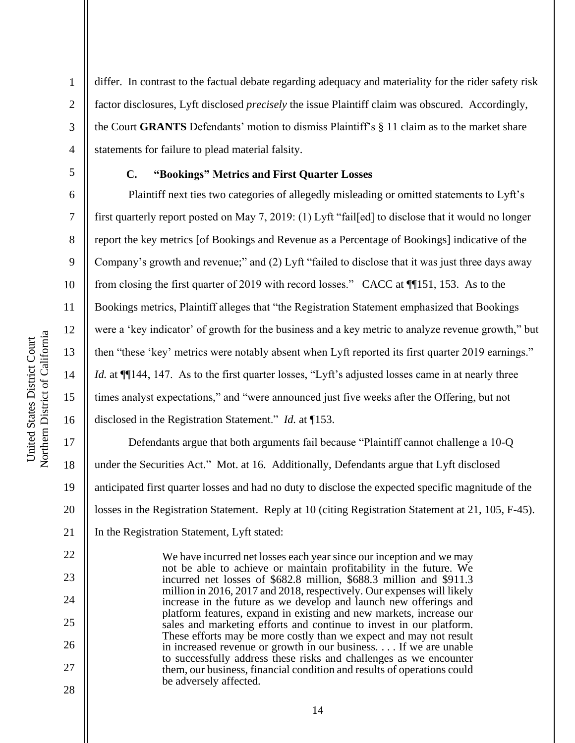differ. In contrast to the factual debate regarding adequacy and materiality for the rider safety risk factor disclosures, Lyft disclosed *precisely* the issue Plaintiff claim was obscured. Accordingly, the Court **GRANTS** Defendants' motion to dismiss Plaintiff's § 11 claim as to the market share statements for failure to plead material falsity.

### C. "Bookings" Metrics and First Quarter Losses

Plaintiff next ties two categories of allegedly misleading or omitted statements to Lyft's first quarterly report posted on May 7, 2019: (1) Lyft "fail[ed] to disclose that it would no longer report the key metrics [of Bookings and Revenue as a Percentage of Bookings] indicative of the Company's growth and revenue;" and (2) Lyft "failed to disclose that it was just three days away from closing the first quarter of 2019 with record losses." CACC at ¶¶151, 153. As to the Bookings metrics, Plaintiff alleges that "the Registration Statement emphasized that Bookings were a 'key indicator' of growth for the business and a key metric to analyze revenue growth," but then "these 'key' metrics were notably absent when Lyft reported its first quarter 2019 earnings." *Id.* at ¶¶144, 147. As to the first quarter losses, "Lyft's adjusted losses came in at nearly three times analyst expectations," and "were announced just five weeks after the Offering, but not disclosed in the Registration Statement." *Id.* at ¶153.

Defendants argue that both arguments fail because "Plaintiff cannot challenge a 10-Q under the Securities Act." Mot. at 16. Additionally, Defendants argue that Lyft disclosed anticipated first quarter losses and had no duty to disclose the expected specific magnitude of the losses in the Registration Statement. Reply at 10 (citing Registration Statement at 21, 105, F-45). In the Registration Statement, Lyft stated:

> We have incurred net losses each year since our inception and we may not be able to achieve or maintain profitability in the future. We incurred net losses of $682.8 million, $688.3 million and $911.3 million in 2016, 2017 and 2018, respectively. Our expenses will likely increase in the future as we develop and launch new offerings and platform features, expand in existing and new markets, increase our sales and marketing efforts and continue to invest in our platform. These efforts may be more costly than we expect and may not result in increased revenue or growth in our business. . . . If we are unable to successfully address these risks and challenges as we encounter them, our business, financial condition and results of operations could be adversely affected.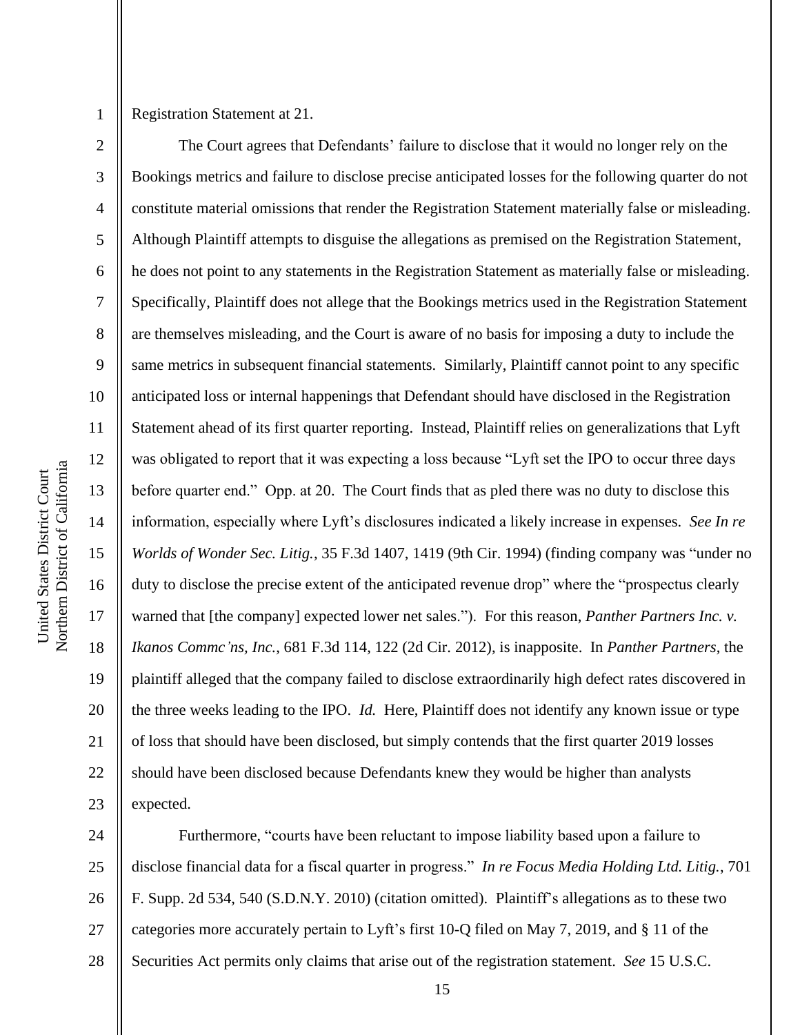Registration Statement at 21.

The Court agrees that Defendants' failure to disclose that it would no longer rely on the Bookings metrics and failure to disclose precise anticipated losses for the following quarter do not constitute material omissions that render the Registration Statement materially false or misleading. Although Plaintiff attempts to disguise the allegations as premised on the Registration Statement, he does not point to any statements in the Registration Statement as materially false or misleading. Specifically, Plaintiff does not allege that the Bookings metrics used in the Registration Statement are themselves misleading, and the Court is aware of no basis for imposing a duty to include the same metrics in subsequent financial statements. Similarly, Plaintiff cannot point to any specific anticipated loss or internal happenings that Defendant should have disclosed in the Registration Statement ahead of its first quarter reporting. Instead, Plaintiff relies on generalizations that Lyft was obligated to report that it was expecting a loss because "Lyft set the IPO to occur three days before quarter end." Opp. at 20. The Court finds that as pled there was no duty to disclose this information, especially where Lyft's disclosures indicated a likely increase in expenses. *See In re Worlds of Wonder Sec. Litig.*, 35 F.3d 1407, 1419 (9th Cir. 1994) (finding company was "under no duty to disclose the precise extent of the anticipated revenue drop" where the "prospectus clearly warned that [the company] expected lower net sales."). For this reason, *Panther Partners Inc. v. Ikanos Commc'ns, Inc.*, 681 F.3d 114, 122 (2d Cir. 2012), is inapposite. In *Panther Partners*, the plaintiff alleged that the company failed to disclose extraordinarily high defect rates discovered in the three weeks leading to the IPO. *Id.* Here, Plaintiff does not identify any known issue or type of loss that should have been disclosed, but simply contends that the first quarter 2019 losses should have been disclosed because Defendants knew they would be higher than analysts expected.

Furthermore, "courts have been reluctant to impose liability based upon a failure to disclose financial data for a fiscal quarter in progress." *In re Focus Media Holding Ltd. Litig.*, 701 F. Supp. 2d 534, 540 (S.D.N.Y. 2010) (citation omitted). Plaintiff's allegations as to these two categories more accurately pertain to Lyft's first 10-Q filed on May 7, 2019, and § 11 of the Securities Act permits only claims that arise out of the registration statement. *See* 15 U.S.C.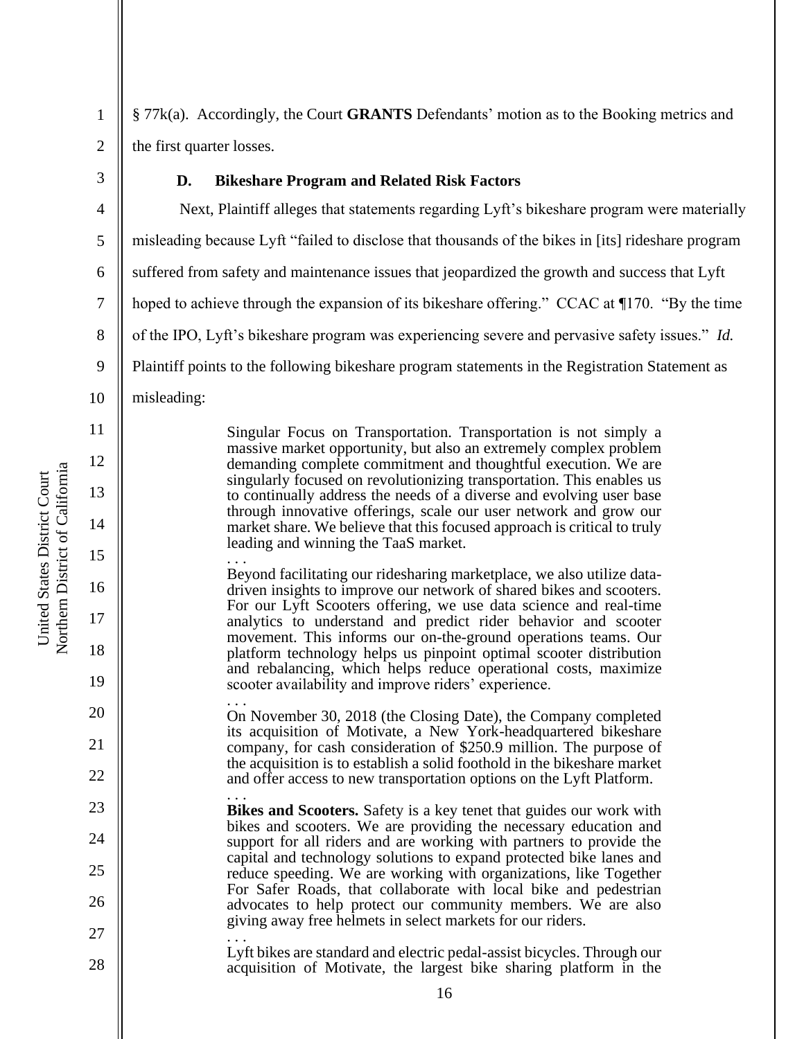§ 77k(a). Accordingly, the Court **GRANTS** Defendants' motion as to the Booking metrics and the first quarter losses.

### D. Bikeshare Program and Related Risk Factors

Next, Plaintiff alleges that statements regarding Lyft's bikeshare program were materially misleading because Lyft "failed to disclose that thousands of the bikes in [its] rideshare program suffered from safety and maintenance issues that jeopardized the growth and success that Lyft hoped to achieve through the expansion of its bikeshare offering." CCAC at ¶170. "By the time of the IPO, Lyft's bikeshare program was experiencing severe and pervasive safety issues." *Id.* Plaintiff points to the following bikeshare program statements in the Registration Statement as misleading:

> Singular Focus on Transportation. Transportation is not simply a massive market opportunity, but also an extremely complex problem demanding complete commitment and thoughtful execution. We are singularly focused on revolutionizing transportation. This enables us to continually address the needs of a diverse and evolving user base through innovative offerings, scale our user network and grow our market share. We believe that this focused approach is critical to truly leading and winning the TaaS market.
>
> . . .
>
> Beyond facilitating our ridesharing marketplace, we also utilize data-driven insights to improve our network of shared bikes and scooters. For our Lyft Scooters offering, we use data science and real-time analytics to understand and predict rider behavior and scooter movement. This informs our on-the-ground operations teams. Our platform technology helps us pinpoint optimal scooter distribution and rebalancing, which helps reduce operational costs, maximize scooter availability and improve riders' experience.
>
> . . .
>
> On November 30, 2018 (the Closing Date), the Company completed its acquisition of Motivate, a New York-headquartered bikeshare company, for cash consideration of $250.9 million. The purpose of the acquisition is to establish a solid foothold in the bikeshare market and offer access to new transportation options on the Lyft Platform.
>
> . . .
>
> **Bikes and Scooters.** Safety is a key tenet that guides our work with bikes and scooters. We are providing the necessary education and support for all riders and are working with partners to provide the capital and technology solutions to expand protected bike lanes and reduce speeding. We are working with organizations, like Together For Safer Roads, that collaborate with local bike and pedestrian advocates to help protect our community members. We are also giving away free helmets in select markets for our riders.
>
> . . .
>
> Lyft bikes are standard and electric pedal-assist bicycles. Through our acquisition of Motivate, the largest bike sharing platform in the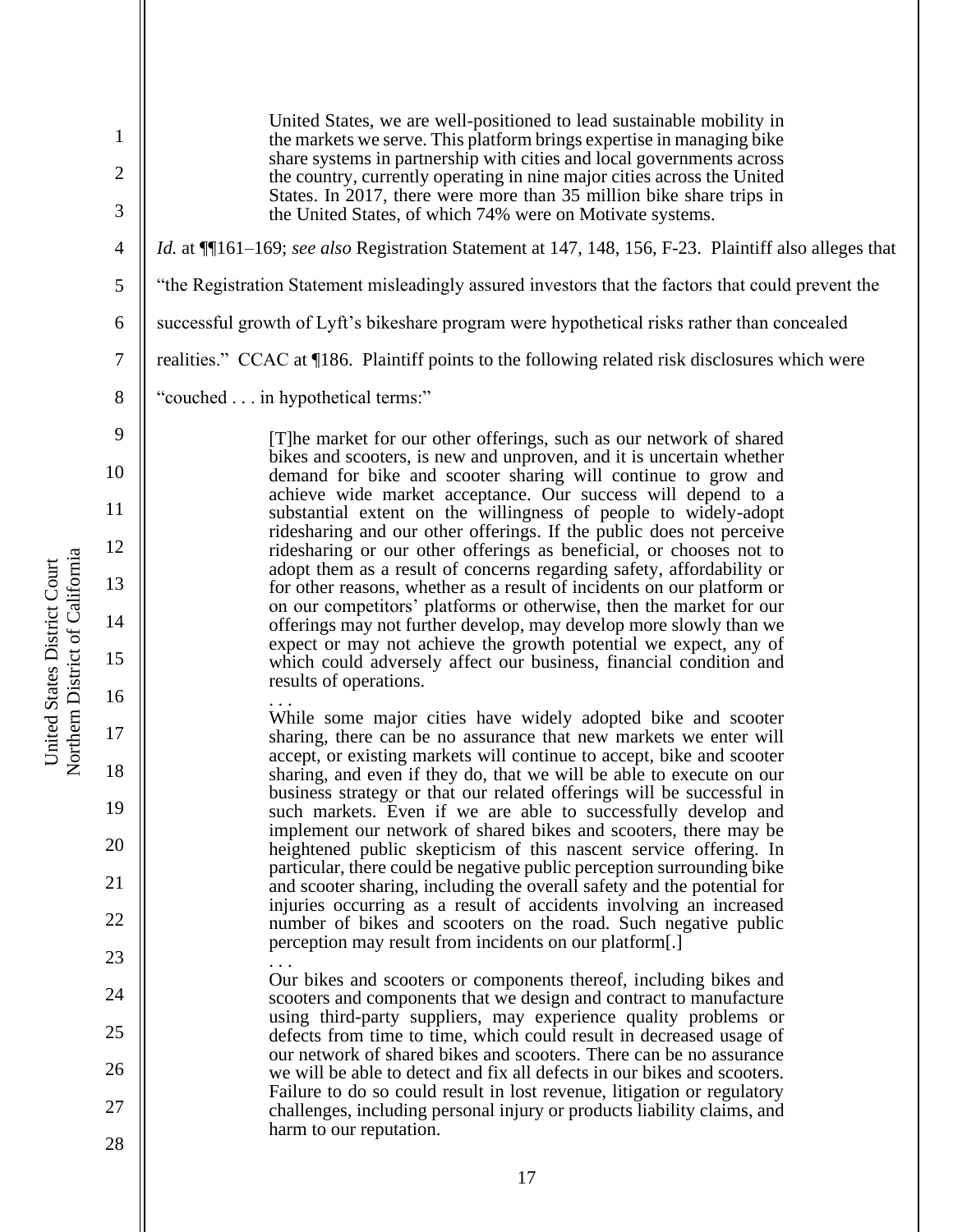> United States, we are well-positioned to lead sustainable mobility in the markets we serve. This platform brings expertise in managing bike share systems in partnership with cities and local governments across the country, currently operating in nine major cities across the United States. In 2017, there were more than 35 million bike share trips in the United States, of which 74% were on Motivate systems.

*Id.* at ¶¶161–169; *see also* Registration Statement at 147, 148, 156, F-23. Plaintiff also alleges that "the Registration Statement misleadingly assured investors that the factors that could prevent the successful growth of Lyft's bikeshare program were hypothetical risks rather than concealed realities." CCAC at ¶186. Plaintiff points to the following related risk disclosures which were "couched . . . in hypothetical terms:"

> [T]he market for our other offerings, such as our network of shared bikes and scooters, is new and unproven, and it is uncertain whether demand for bike and scooter sharing will continue to grow and achieve wide market acceptance. Our success will depend to a substantial extent on the willingness of people to widely-adopt ridesharing and our other offerings. If the public does not perceive ridesharing or our other offerings as beneficial, or chooses not to adopt them as a result of concerns regarding safety, affordability or for other reasons, whether as a result of incidents on our platform or on our competitors' platforms or otherwise, then the market for our offerings may not further develop, may develop more slowly than we expect or may not achieve the growth potential we expect, any of which could adversely affect our business, financial condition and results of operations.
>
> . . .
>
> While some major cities have widely adopted bike and scooter sharing, there can be no assurance that new markets we enter will accept, or existing markets will continue to accept, bike and scooter sharing, and even if they do, that we will be able to execute on our business strategy or that our related offerings will be successful in such markets. Even if we are able to successfully develop and implement our network of shared bikes and scooters, there may be heightened public skepticism of this nascent service offering. In particular, there could be negative public perception surrounding bike and scooter sharing, including the overall safety and the potential for injuries occurring as a result of accidents involving an increased number of bikes and scooters on the road. Such negative public perception may result from incidents on our platform[.]
>
> . . .
>
> Our bikes and scooters or components thereof, including bikes and scooters and components that we design and contract to manufacture using third-party suppliers, may experience quality problems or defects from time to time, which could result in decreased usage of our network of shared bikes and scooters. There can be no assurance we will be able to detect and fix all defects in our bikes and scooters. Failure to do so could result in lost revenue, litigation or regulatory challenges, including personal injury or products liability claims, and harm to our reputation.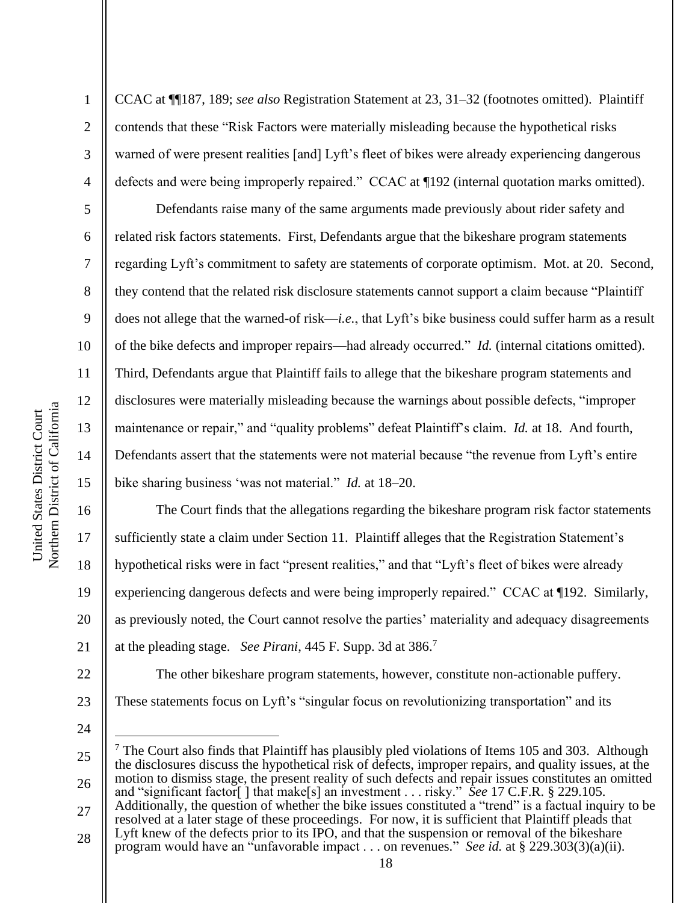CCAC at ¶¶187, 189; *see also* Registration Statement at 23, 31–32 (footnotes omitted). Plaintiff contends that these "Risk Factors were materially misleading because the hypothetical risks warned of were present realities [and] Lyft's fleet of bikes were already experiencing dangerous defects and were being improperly repaired." CCAC at ¶192 (internal quotation marks omitted).

Defendants raise many of the same arguments made previously about rider safety and related risk factors statements. First, Defendants argue that the bikeshare program statements regarding Lyft's commitment to safety are statements of corporate optimism. Mot. at 20. Second, they contend that the related risk disclosure statements cannot support a claim because "Plaintiff does not allege that the warned-of risk—*i.e.*, that Lyft's bike business could suffer harm as a result of the bike defects and improper repairs—had already occurred." *Id.* (internal citations omitted). Third, Defendants argue that Plaintiff fails to allege that the bikeshare program statements and disclosures were materially misleading because the warnings about possible defects, "improper maintenance or repair," and "quality problems" defeat Plaintiff's claim. *Id.* at 18. And fourth, Defendants assert that the statements were not material because "the revenue from Lyft's entire bike sharing business 'was not material." *Id.* at 18–20.

The Court finds that the allegations regarding the bikeshare program risk factor statements sufficiently state a claim under Section 11. Plaintiff alleges that the Registration Statement's hypothetical risks were in fact "present realities," and that "Lyft's fleet of bikes were already experiencing dangerous defects and were being improperly repaired." CCAC at ¶192. Similarly, as previously noted, the Court cannot resolve the parties' materiality and adequacy disagreements at the pleading stage. *See Pirani*, 445 F. Supp. 3d at 386.[7]

The other bikeshare program statements, however, constitute non-actionable puffery. These statements focus on Lyft's "singular focus on revolutionizing transportation" and its

---

[7] The Court also finds that Plaintiff has plausibly pled violations of Items 105 and 303. Although the disclosures discuss the hypothetical risk of defects, improper repairs, and quality issues, at the motion to dismiss stage, the present reality of such defects and repair issues constitutes an omitted and "significant factor[ ] that make[s] an investment . . . risky." *See* 17 C.F.R. § 229.105. Additionally, the question of whether the bike issues constituted a "trend" is a factual inquiry to be resolved at a later stage of these proceedings. For now, it is sufficient that Plaintiff pleads that Lyft knew of the defects prior to its IPO, and that the suspension or removal of the bikeshare program would have an "unfavorable impact . . . on revenues." *See id.* at § 229.303(3)(a)(ii).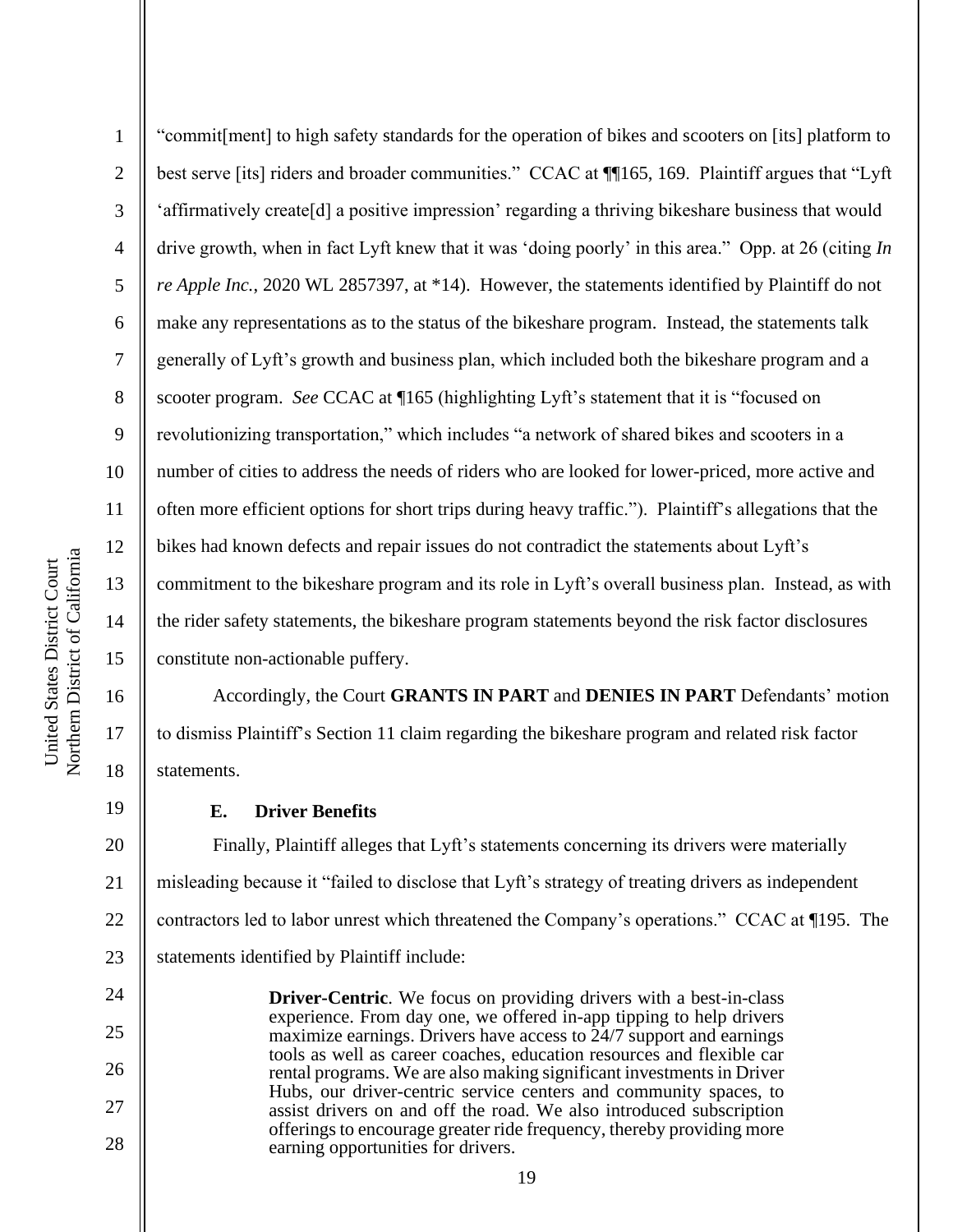"commit[ment] to high safety standards for the operation of bikes and scooters on [its] platform to best serve [its] riders and broader communities." CCAC at ¶¶165, 169. Plaintiff argues that "Lyft 'affirmatively create[d] a positive impression' regarding a thriving bikeshare business that would drive growth, when in fact Lyft knew that it was 'doing poorly' in this area." Opp. at 26 (citing *In re Apple Inc.*, 2020 WL 2857397, at *14). However, the statements identified by Plaintiff do not make any representations as to the status of the bikeshare program. Instead, the statements talk generally of Lyft's growth and business plan, which included both the bikeshare program and a scooter program. *See* CCAC at ¶165 (highlighting Lyft's statement that it is "focused on revolutionizing transportation," which includes "a network of shared bikes and scooters in a number of cities to address the needs of riders who are looked for lower-priced, more active and often more efficient options for short trips during heavy traffic."). Plaintiff's allegations that the bikes had known defects and repair issues do not contradict the statements about Lyft's commitment to the bikeshare program and its role in Lyft's overall business plan. Instead, as with the rider safety statements, the bikeshare program statements beyond the risk factor disclosures constitute non-actionable puffery.

Accordingly, the Court **GRANTS IN PART** and **DENIES IN PART** Defendants' motion to dismiss Plaintiff's Section 11 claim regarding the bikeshare program and related risk factor statements.

### E. Driver Benefits

Finally, Plaintiff alleges that Lyft's statements concerning its drivers were materially misleading because it "failed to disclose that Lyft's strategy of treating drivers as independent contractors led to labor unrest which threatened the Company's operations." CCAC at ¶195. The statements identified by Plaintiff include:

> **Driver-Centric**. We focus on providing drivers with a best-in-class experience. From day one, we offered in-app tipping to help drivers maximize earnings. Drivers have access to 24/7 support and earnings tools as well as career coaches, education resources and flexible car rental programs. We are also making significant investments in Driver Hubs, our driver-centric service centers and community spaces, to assist drivers on and off the road. We also introduced subscription offerings to encourage greater ride frequency, thereby providing more earning opportunities for drivers.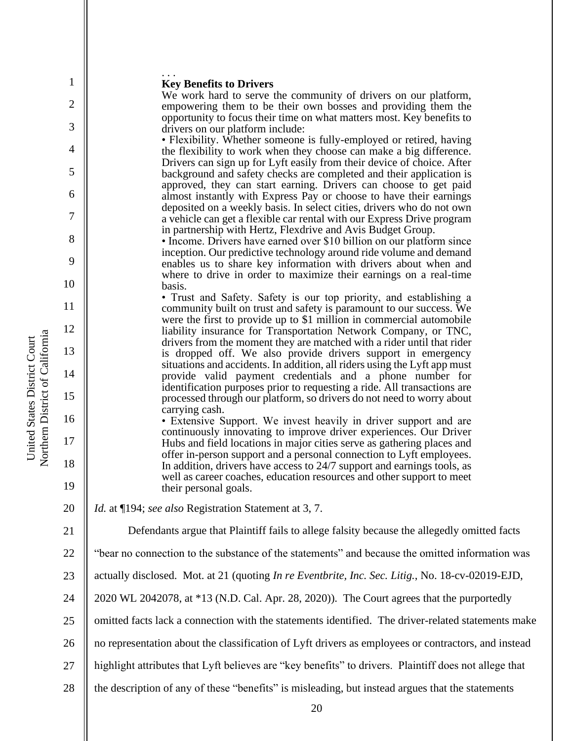> . . .
>
> **Key Benefits to Drivers**
>
> We work hard to serve the community of drivers on our platform, empowering them to be their own bosses and providing them the opportunity to focus their time on what matters most. Key benefits to drivers on our platform include:
>
> • Flexibility. Whether someone is fully-employed or retired, having the flexibility to work when they choose can make a big difference. Drivers can sign up for Lyft easily from their device of choice. After background and safety checks are completed and their application is approved, they can start earning. Drivers can choose to get paid almost instantly with Express Pay or choose to have their earnings deposited on a weekly basis. In select cities, drivers who do not own a vehicle can get a flexible car rental with our Express Drive program in partnership with Hertz, Flexdrive and Avis Budget Group.
>
> • Income. Drivers have earned over $10 billion on our platform since inception. Our predictive technology around ride volume and demand enables us to share key information with drivers about when and where to drive in order to maximize their earnings on a real-time basis.
>
> • Trust and Safety. Safety is our top priority, and establishing a community built on trust and safety is paramount to our success. We were the first to provide up to $1 million in commercial automobile liability insurance for Transportation Network Company, or TNC, drivers from the moment they are matched with a rider until that rider is dropped off. We also provide drivers support in emergency situations and accidents. In addition, all riders using the Lyft app must provide valid payment credentials and a phone number for identification purposes prior to requesting a ride. All transactions are processed through our platform, so drivers do not need to worry about carrying cash.
>
> • Extensive Support. We invest heavily in driver support and are continuously innovating to improve driver experiences. Our Driver Hubs and field locations in major cities serve as gathering places and offer in-person support and a personal connection to Lyft employees. In addition, drivers have access to 24/7 support and earnings tools, as well as career coaches, education resources and other support to meet their personal goals.

*Id.* at ¶194; *see also* Registration Statement at 3, 7.

Defendants argue that Plaintiff fails to allege falsity because the allegedly omitted facts "bear no connection to the substance of the statements" and because the omitted information was actually disclosed. Mot. at 21 (quoting *In re Eventbrite, Inc. Sec. Litig.*, No. 18-cv-02019-EJD, 2020 WL 2042078, at *13 (N.D. Cal. Apr. 28, 2020)). The Court agrees that the purportedly omitted facts lack a connection with the statements identified. The driver-related statements make no representation about the classification of Lyft drivers as employees or contractors, and instead highlight attributes that Lyft believes are "key benefits" to drivers. Plaintiff does not allege that the description of any of these "benefits" is misleading, but instead argues that the statements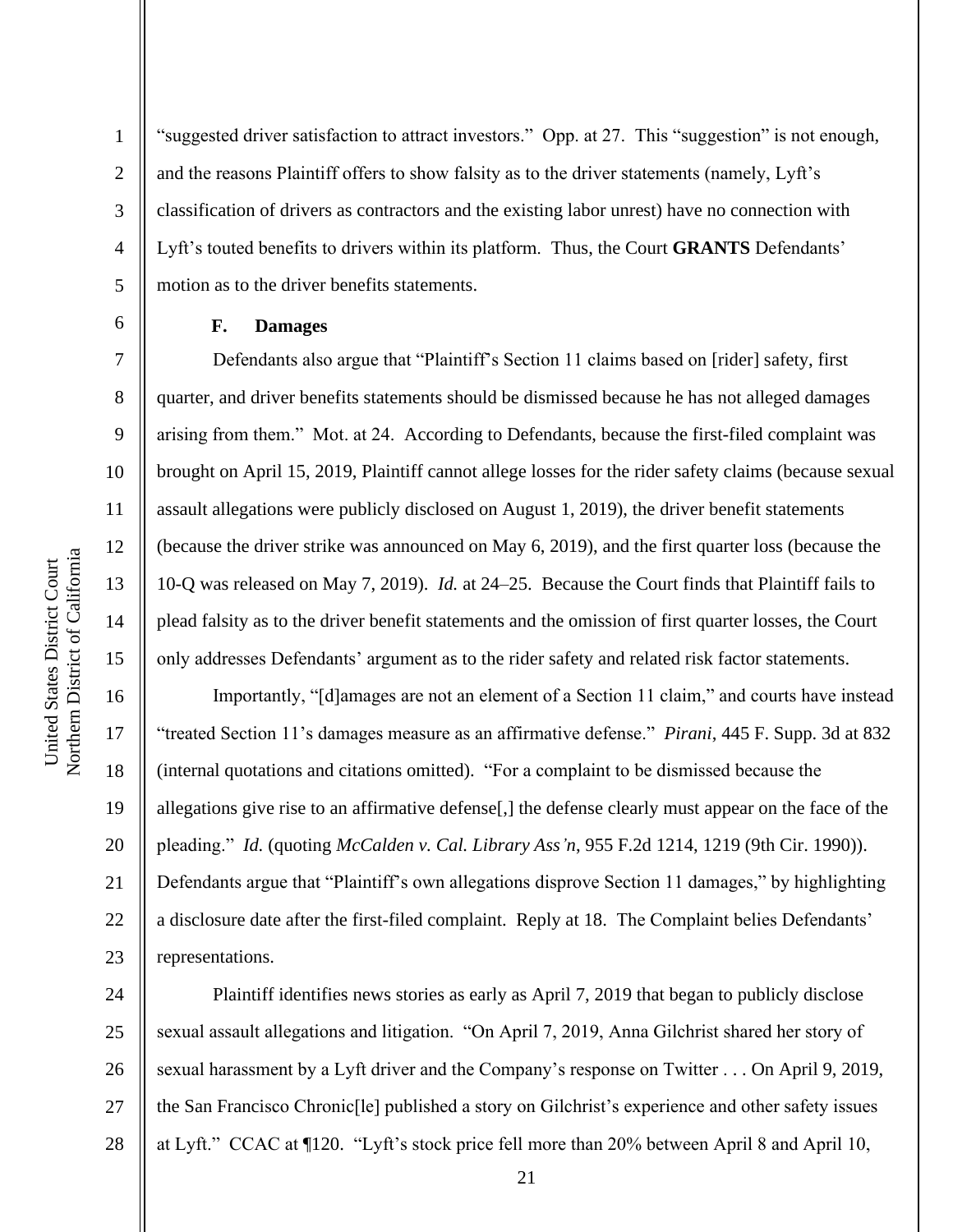"suggested driver satisfaction to attract investors." Opp. at 27. This "suggestion" is not enough, and the reasons Plaintiff offers to show falsity as to the driver statements (namely, Lyft's classification of drivers as contractors and the existing labor unrest) have no connection with Lyft's touted benefits to drivers within its platform. Thus, the Court **GRANTS** Defendants' motion as to the driver benefits statements.

### F. Damages

Defendants also argue that "Plaintiff's Section 11 claims based on [rider] safety, first quarter, and driver benefits statements should be dismissed because he has not alleged damages arising from them." Mot. at 24. According to Defendants, because the first-filed complaint was brought on April 15, 2019, Plaintiff cannot allege losses for the rider safety claims (because sexual assault allegations were publicly disclosed on August 1, 2019), the driver benefit statements (because the driver strike was announced on May 6, 2019), and the first quarter loss (because the 10-Q was released on May 7, 2019). *Id.* at 24–25. Because the Court finds that Plaintiff fails to plead falsity as to the driver benefit statements and the omission of first quarter losses, the Court only addresses Defendants' argument as to the rider safety and related risk factor statements.

Importantly, "[d]amages are not an element of a Section 11 claim," and courts have instead "treated Section 11's damages measure as an affirmative defense." *Pirani*, 445 F. Supp. 3d at 832 (internal quotations and citations omitted). "For a complaint to be dismissed because the allegations give rise to an affirmative defense[,] the defense clearly must appear on the face of the pleading." *Id.* (quoting *McCalden v. Cal. Library Ass'n*, 955 F.2d 1214, 1219 (9th Cir. 1990)). Defendants argue that "Plaintiff's own allegations disprove Section 11 damages," by highlighting a disclosure date after the first-filed complaint. Reply at 18. The Complaint belies Defendants' representations.

Plaintiff identifies news stories as early as April 7, 2019 that began to publicly disclose sexual assault allegations and litigation. "On April 7, 2019, Anna Gilchrist shared her story of sexual harassment by a Lyft driver and the Company's response on Twitter . . . On April 9, 2019, the San Francisco Chronic[le] published a story on Gilchrist's experience and other safety issues at Lyft." CCAC at ¶120. "Lyft's stock price fell more than 20% between April 8 and April 10,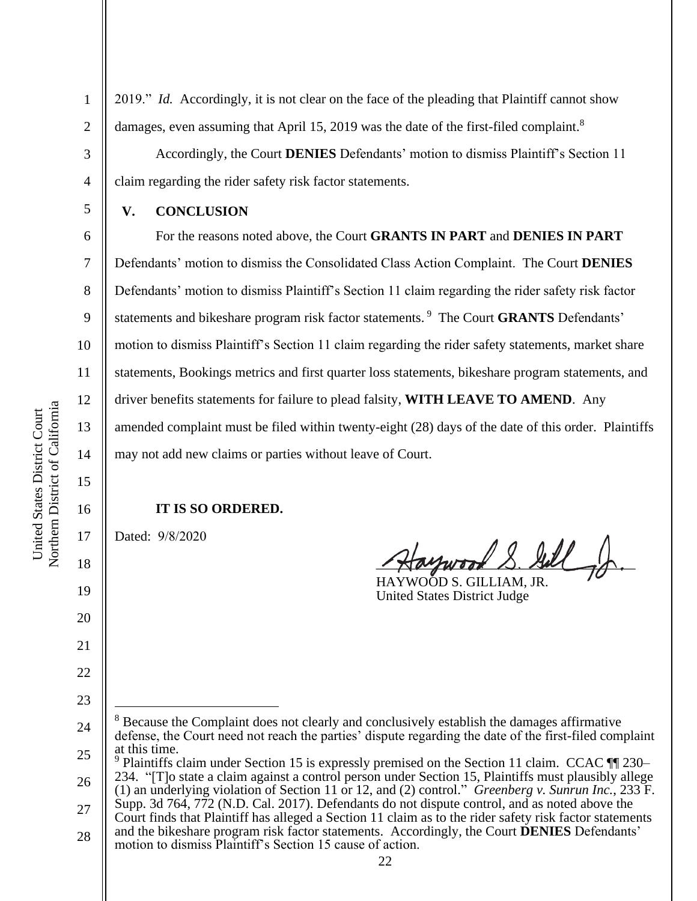2019." *Id.* Accordingly, it is not clear on the face of the pleading that Plaintiff cannot show damages, even assuming that April 15, 2019 was the date of the first-filed complaint.[8]

Accordingly, the Court **DENIES** Defendants' motion to dismiss Plaintiff's Section 11 claim regarding the rider safety risk factor statements.

## V. CONCLUSION

For the reasons noted above, the Court **GRANTS IN PART** and **DENIES IN PART** Defendants' motion to dismiss the Consolidated Class Action Complaint. The Court **DENIES** Defendants' motion to dismiss Plaintiff's Section 11 claim regarding the rider safety risk factor statements and bikeshare program risk factor statements.[9] The Court **GRANTS** Defendants' motion to dismiss Plaintiff's Section 11 claim regarding the rider safety statements, market share statements, Bookings metrics and first quarter loss statements, bikeshare program statements, and driver benefits statements for failure to plead falsity, **WITH LEAVE TO AMEND**. Any amended complaint must be filed within twenty-eight (28) days of the date of this order. Plaintiffs may not add new claims or parties without leave of Court.

**IT IS SO ORDERED.**

Dated: 9/8/2020

HAYWOOD S. GILLIAM, JR.
United States District Judge

---

[8] Because the Complaint does not clearly and conclusively establish the damages affirmative defense, the Court need not reach the parties' dispute regarding the date of the first-filed complaint at this time.

[9] Plaintiffs claim under Section 15 is expressly premised on the Section 11 claim. CCAC ¶¶ 230–234. "[T]o state a claim against a control person under Section 15, Plaintiffs must plausibly allege (1) an underlying violation of Section 11 or 12, and (2) control." *Greenberg v. Sunrun Inc.*, 233 F. Supp. 3d 764, 772 (N.D. Cal. 2017). Defendants do not dispute control, and as noted above the Court finds that Plaintiff has alleged a Section 11 claim as to the rider safety risk factor statements and the bikeshare program risk factor statements. Accordingly, the Court **DENIES** Defendants' motion to dismiss Plaintiff's Section 15 cause of action.